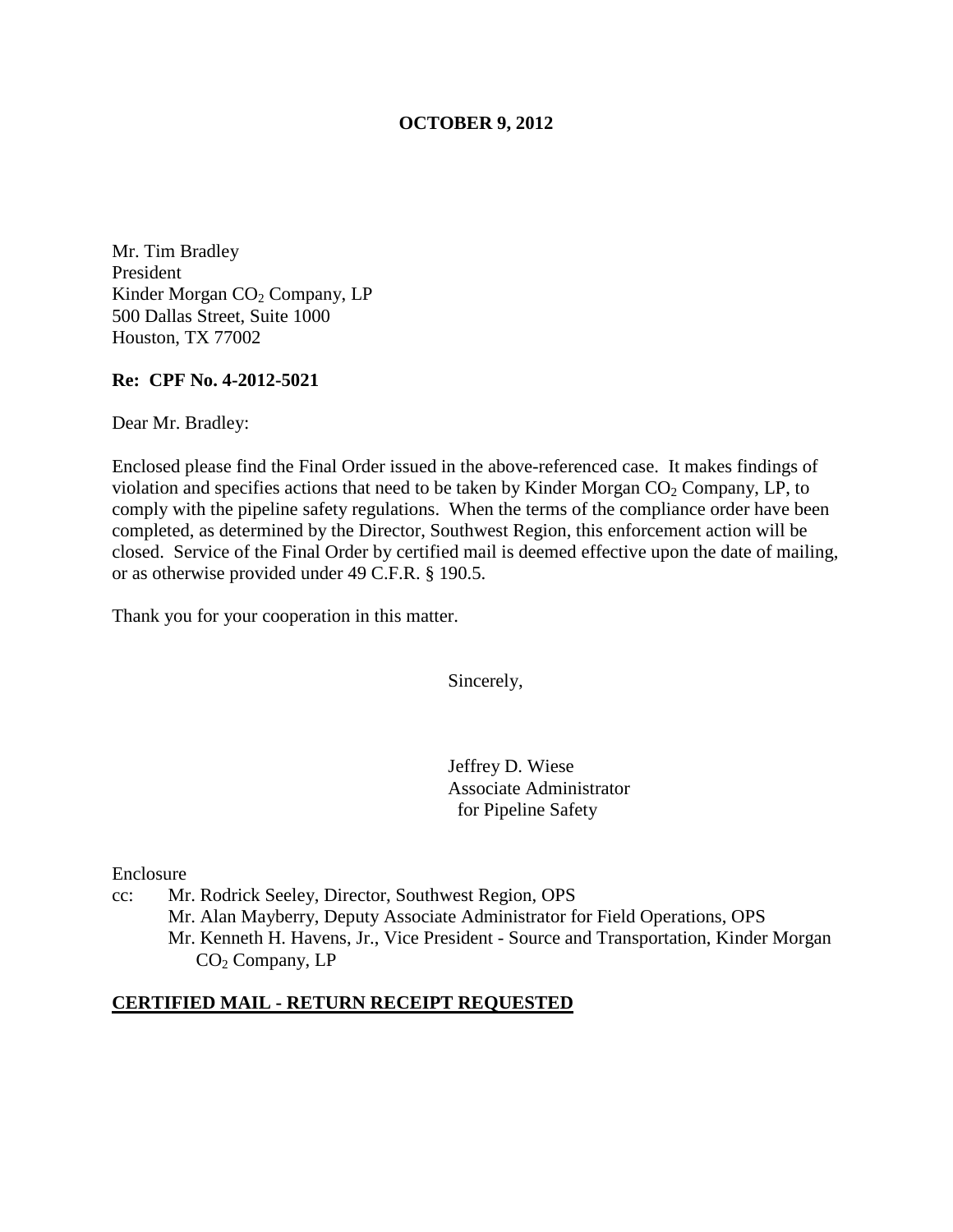**OCTOBER 9, 2012**

Mr. Tim Bradley
President
Kinder Morgan $CO_2$ Company, LP
500 Dallas Street, Suite 1000
Houston, TX 77002

**Re: CPF No. 4-2012-5021**

Dear Mr. Bradley:

Enclosed please find the Final Order issued in the above-referenced case. It makes findings of violation and specifies actions that need to be taken by Kinder Morgan $CO_2$ Company, LP, to comply with the pipeline safety regulations. When the terms of the compliance order have been completed, as determined by the Director, Southwest Region, this enforcement action will be closed. Service of the Final Order by certified mail is deemed effective upon the date of mailing, or as otherwise provided under 49 C.F.R. § 190.5.

Thank you for your cooperation in this matter.

Sincerely,

Jeffrey D. Wiese
Associate Administrator
for Pipeline Safety

Enclosure

cc: Mr. Rodrick Seeley, Director, Southwest Region, OPS
Mr. Alan Mayberry, Deputy Associate Administrator for Field Operations, OPS
Mr. Kenneth H. Havens, Jr., Vice President - Source and Transportation, Kinder Morgan $CO_2$ Company, LP

**CERTIFIED MAIL - RETURN RECEIPT REQUESTED**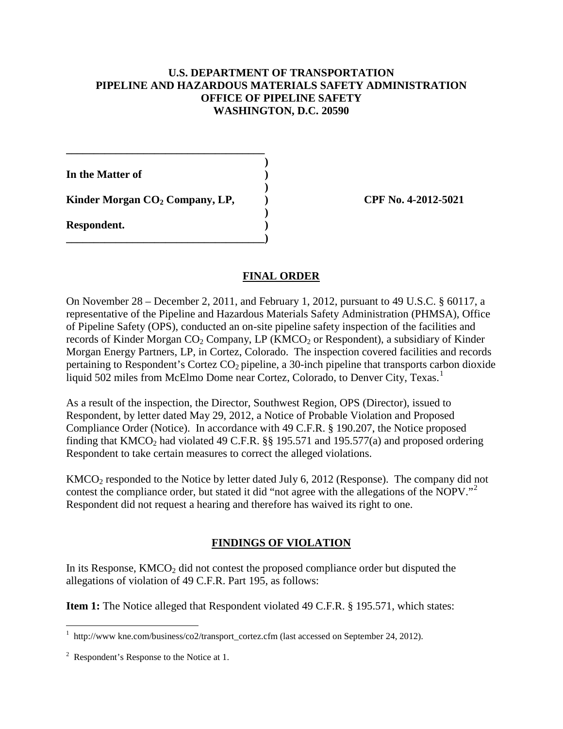**U.S. DEPARTMENT OF TRANSPORTATION**
**PIPELINE AND HAZARDOUS MATERIALS SAFETY ADMINISTRATION**
**OFFICE OF PIPELINE SAFETY**
**WASHINGTON, D.C. 20590**

| | | |
|---|---|---|
| **In the Matter of** | ) | |
| | ) | |
| **Kinder Morgan $CO_2$ Company, LP,** | ) | **CPF No. 4-2012-5021** |
| | ) | |
| **Respondent.** | ) | |

## FINAL ORDER

On November 28 – December 2, 2011, and February 1, 2012, pursuant to 49 U.S.C. § 60117, a representative of the Pipeline and Hazardous Materials Safety Administration (PHMSA), Office of Pipeline Safety (OPS), conducted an on-site pipeline safety inspection of the facilities and records of Kinder Morgan $CO_2$ Company, LP ($KMCO_2$ or Respondent), a subsidiary of Kinder Morgan Energy Partners, LP, in Cortez, Colorado. The inspection covered facilities and records pertaining to Respondent's Cortez $CO_2$ pipeline, a 30-inch pipeline that transports carbon dioxide liquid 502 miles from McElmo Dome near Cortez, Colorado, to Denver City, Texas.[1]

As a result of the inspection, the Director, Southwest Region, OPS (Director), issued to Respondent, by letter dated May 29, 2012, a Notice of Probable Violation and Proposed Compliance Order (Notice). In accordance with 49 C.F.R. § 190.207, the Notice proposed finding that $KMCO_2$ had violated 49 C.F.R. §§ 195.571 and 195.577(a) and proposed ordering Respondent to take certain measures to correct the alleged violations.

$KMCO_2$ responded to the Notice by letter dated July 6, 2012 (Response). The company did not contest the compliance order, but stated it did "not agree with the allegations of the NOPV."[2] Respondent did not request a hearing and therefore has waived its right to one.

## FINDINGS OF VIOLATION

In its Response, $KMCO_2$ did not contest the proposed compliance order but disputed the allegations of violation of 49 C.F.R. Part 195, as follows:

**Item 1:** The Notice alleged that Respondent violated 49 C.F.R. § 195.571, which states:

---

[1] http://www kne.com/business/co2/transport_cortez.cfm (last accessed on September 24, 2012).

[2] Respondent's Response to the Notice at 1.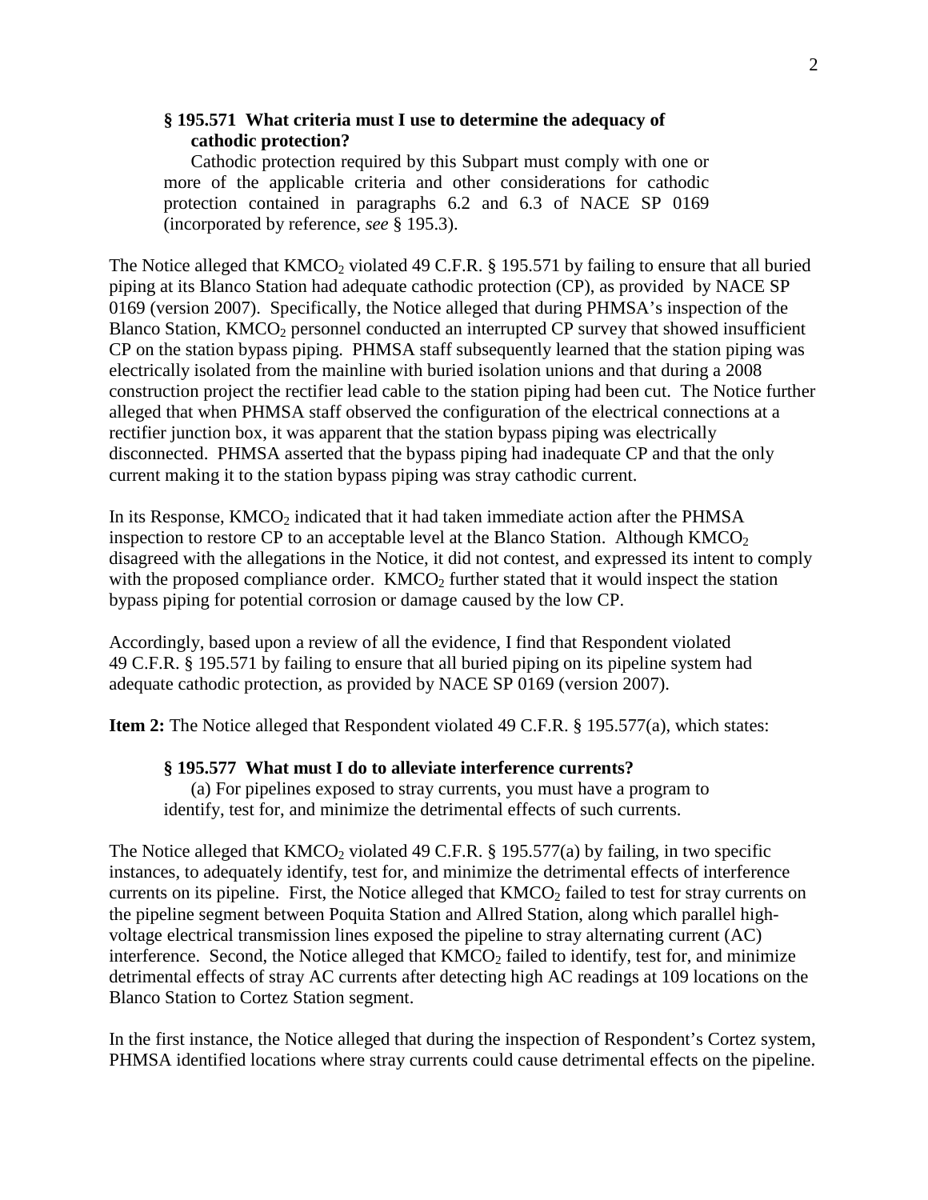**§ 195.571 What criteria must I use to determine the adequacy of cathodic protection?**

Cathodic protection required by this Subpart must comply with one or more of the applicable criteria and other considerations for cathodic protection contained in paragraphs 6.2 and 6.3 of NACE SP 0169 (incorporated by reference, *see* § 195.3).

The Notice alleged that $KMCO_2$ violated 49 C.F.R. § 195.571 by failing to ensure that all buried piping at its Blanco Station had adequate cathodic protection (CP), as provided by NACE SP 0169 (version 2007). Specifically, the Notice alleged that during PHMSA's inspection of the Blanco Station, $KMCO_2$ personnel conducted an interrupted CP survey that showed insufficient CP on the station bypass piping. PHMSA staff subsequently learned that the station piping was electrically isolated from the mainline with buried isolation unions and that during a 2008 construction project the rectifier lead cable to the station piping had been cut. The Notice further alleged that when PHMSA staff observed the configuration of the electrical connections at a rectifier junction box, it was apparent that the station bypass piping was electrically disconnected. PHMSA asserted that the bypass piping had inadequate CP and that the only current making it to the station bypass piping was stray cathodic current.

In its Response, $KMCO_2$ indicated that it had taken immediate action after the PHMSA inspection to restore CP to an acceptable level at the Blanco Station. Although $KMCO_2$ disagreed with the allegations in the Notice, it did not contest, and expressed its intent to comply with the proposed compliance order. $KMCO_2$ further stated that it would inspect the station bypass piping for potential corrosion or damage caused by the low CP.

Accordingly, based upon a review of all the evidence, I find that Respondent violated 49 C.F.R. § 195.571 by failing to ensure that all buried piping on its pipeline system had adequate cathodic protection, as provided by NACE SP 0169 (version 2007).

**Item 2:** The Notice alleged that Respondent violated 49 C.F.R. § 195.577(a), which states:

**§ 195.577 What must I do to alleviate interference currents?**

(a) For pipelines exposed to stray currents, you must have a program to identify, test for, and minimize the detrimental effects of such currents.

The Notice alleged that $KMCO_2$ violated 49 C.F.R. § 195.577(a) by failing, in two specific instances, to adequately identify, test for, and minimize the detrimental effects of interference currents on its pipeline. First, the Notice alleged that $KMCO_2$ failed to test for stray currents on the pipeline segment between Poquita Station and Allred Station, along which parallel high-voltage electrical transmission lines exposed the pipeline to stray alternating current (AC) interference. Second, the Notice alleged that $KMCO_2$ failed to identify, test for, and minimize detrimental effects of stray AC currents after detecting high AC readings at 109 locations on the Blanco Station to Cortez Station segment.

In the first instance, the Notice alleged that during the inspection of Respondent's Cortez system, PHMSA identified locations where stray currents could cause detrimental effects on the pipeline.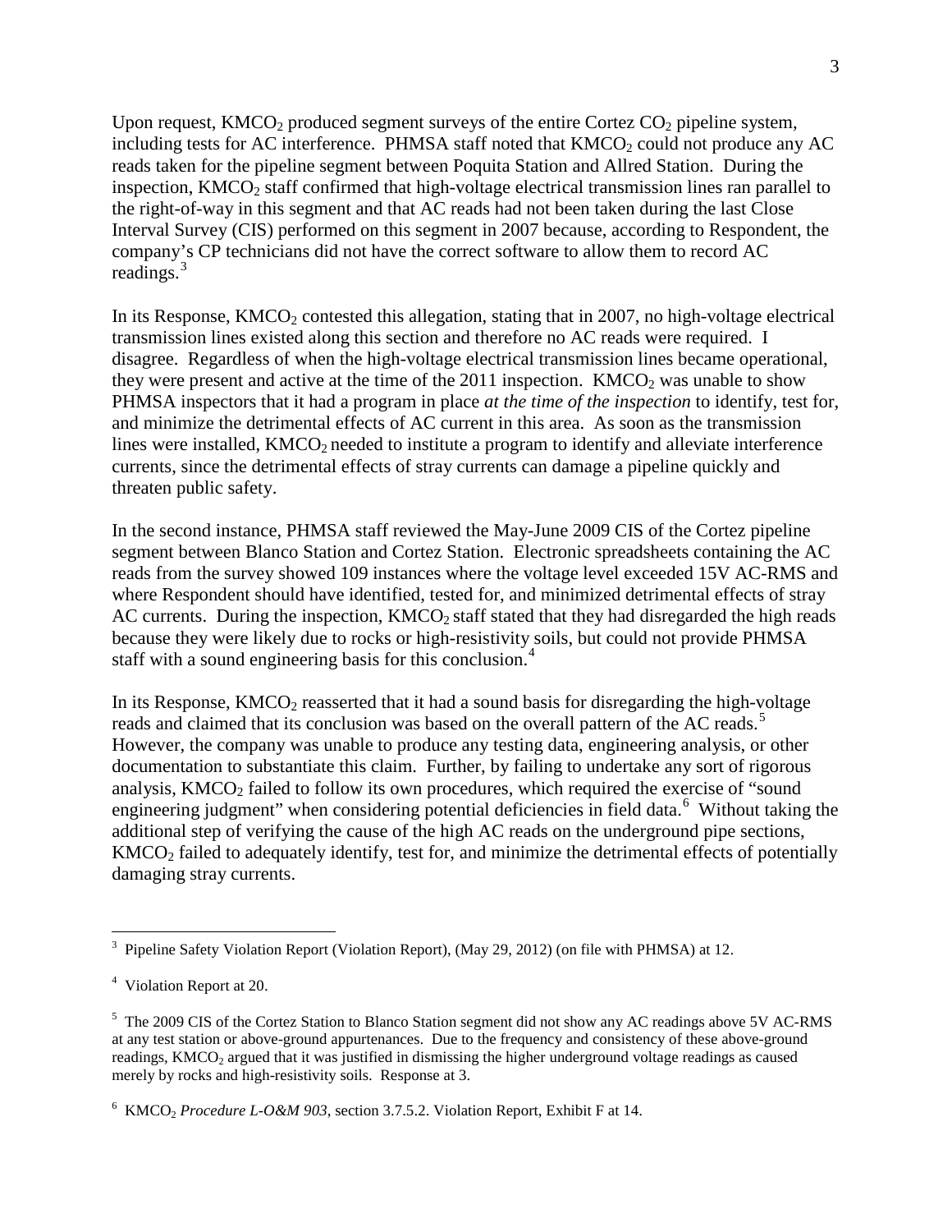Upon request, $KMCO_2$ produced segment surveys of the entire Cortez $CO_2$ pipeline system, including tests for AC interference. PHMSA staff noted that $KMCO_2$ could not produce any AC reads taken for the pipeline segment between Poquita Station and Allred Station. During the inspection, $KMCO_2$ staff confirmed that high-voltage electrical transmission lines ran parallel to the right-of-way in this segment and that AC reads had not been taken during the last Close Interval Survey (CIS) performed on this segment in 2007 because, according to Respondent, the company's CP technicians did not have the correct software to allow them to record AC readings.[3]

In its Response, $KMCO_2$ contested this allegation, stating that in 2007, no high-voltage electrical transmission lines existed along this section and therefore no AC reads were required. I disagree. Regardless of when the high-voltage electrical transmission lines became operational, they were present and active at the time of the 2011 inspection. $KMCO_2$ was unable to show PHMSA inspectors that it had a program in place *at the time of the inspection* to identify, test for, and minimize the detrimental effects of AC current in this area. As soon as the transmission lines were installed, $KMCO_2$ needed to institute a program to identify and alleviate interference currents, since the detrimental effects of stray currents can damage a pipeline quickly and threaten public safety.

In the second instance, PHMSA staff reviewed the May-June 2009 CIS of the Cortez pipeline segment between Blanco Station and Cortez Station. Electronic spreadsheets containing the AC reads from the survey showed 109 instances where the voltage level exceeded 15V AC-RMS and where Respondent should have identified, tested for, and minimized detrimental effects of stray AC currents. During the inspection, $KMCO_2$ staff stated that they had disregarded the high reads because they were likely due to rocks or high-resistivity soils, but could not provide PHMSA staff with a sound engineering basis for this conclusion.[4]

In its Response, $KMCO_2$ reasserted that it had a sound basis for disregarding the high-voltage reads and claimed that its conclusion was based on the overall pattern of the AC reads.[5] However, the company was unable to produce any testing data, engineering analysis, or other documentation to substantiate this claim. Further, by failing to undertake any sort of rigorous analysis, $KMCO_2$ failed to follow its own procedures, which required the exercise of "sound engineering judgment" when considering potential deficiencies in field data.[6] Without taking the additional step of verifying the cause of the high AC reads on the underground pipe sections, $KMCO_2$ failed to adequately identify, test for, and minimize the detrimental effects of potentially damaging stray currents.

---

[3] Pipeline Safety Violation Report (Violation Report), (May 29, 2012) (on file with PHMSA) at 12.

[4] Violation Report at 20.

[5] The 2009 CIS of the Cortez Station to Blanco Station segment did not show any AC readings above 5V AC-RMS at any test station or above-ground appurtenances. Due to the frequency and consistency of these above-ground readings, $KMCO_2$ argued that it was justified in dismissing the higher underground voltage readings as caused merely by rocks and high-resistivity soils. Response at 3.

[6] $KMCO_2$ *Procedure L-O&M 903*, section 3.7.5.2. Violation Report, Exhibit F at 14.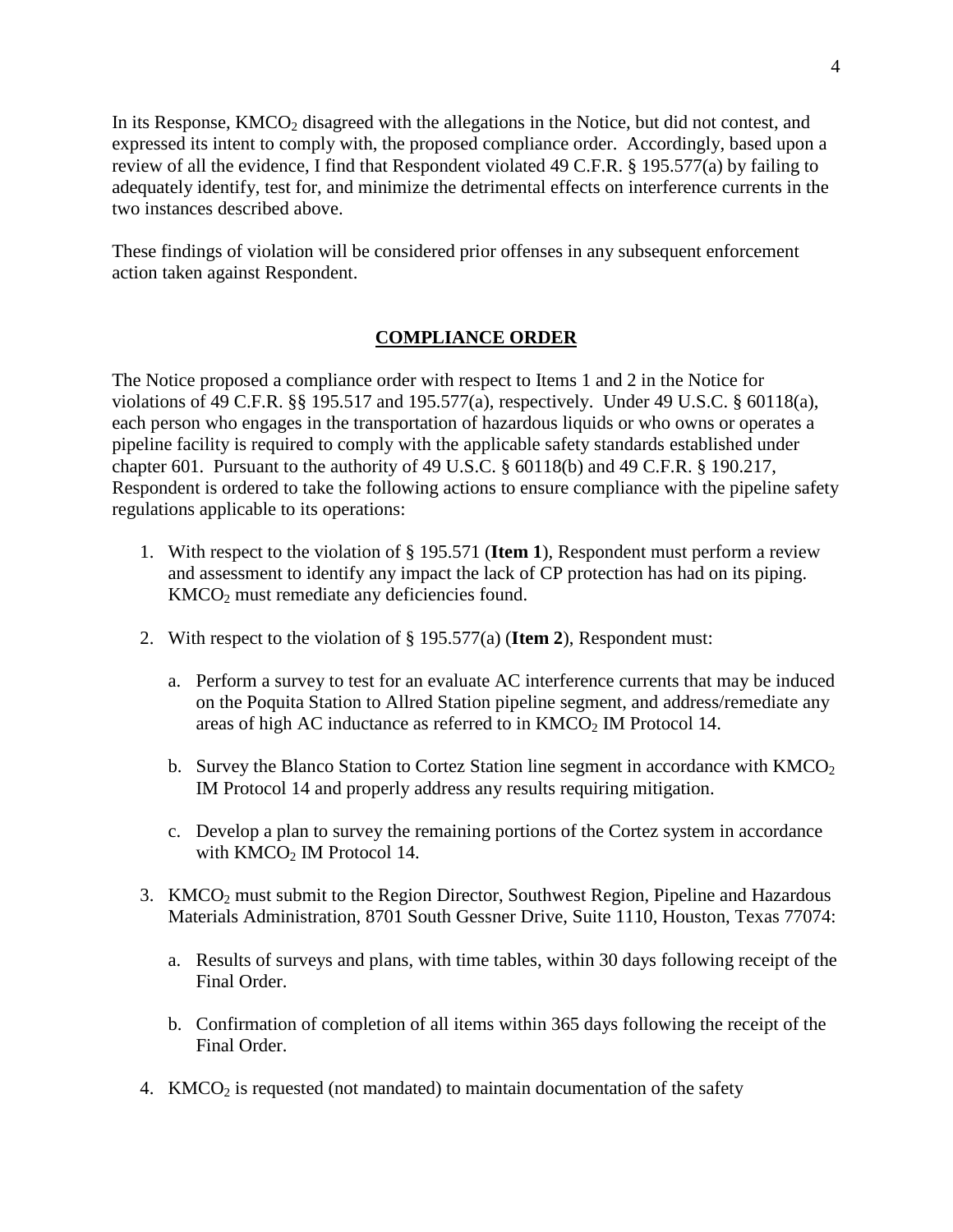In its Response, $KMCO_2$ disagreed with the allegations in the Notice, but did not contest, and expressed its intent to comply with, the proposed compliance order. Accordingly, based upon a review of all the evidence, I find that Respondent violated 49 C.F.R. § 195.577(a) by failing to adequately identify, test for, and minimize the detrimental effects on interference currents in the two instances described above.

These findings of violation will be considered prior offenses in any subsequent enforcement action taken against Respondent.

## COMPLIANCE ORDER

The Notice proposed a compliance order with respect to Items 1 and 2 in the Notice for violations of 49 C.F.R. §§ 195.517 and 195.577(a), respectively. Under 49 U.S.C. § 60118(a), each person who engages in the transportation of hazardous liquids or who owns or operates a pipeline facility is required to comply with the applicable safety standards established under chapter 601. Pursuant to the authority of 49 U.S.C. § 60118(b) and 49 C.F.R. § 190.217, Respondent is ordered to take the following actions to ensure compliance with the pipeline safety regulations applicable to its operations:

1. With respect to the violation of § 195.571 (**Item 1**), Respondent must perform a review and assessment to identify any impact the lack of CP protection has had on its piping. $KMCO_2$ must remediate any deficiencies found.

2. With respect to the violation of § 195.577(a) (**Item 2**), Respondent must:

   a. Perform a survey to test for an evaluate AC interference currents that may be induced on the Poquita Station to Allred Station pipeline segment, and address/remediate any areas of high AC inductance as referred to in $KMCO_2$ IM Protocol 14.

   b. Survey the Blanco Station to Cortez Station line segment in accordance with $KMCO_2$ IM Protocol 14 and properly address any results requiring mitigation.

   c. Develop a plan to survey the remaining portions of the Cortez system in accordance with $KMCO_2$ IM Protocol 14.

3. $KMCO_2$ must submit to the Region Director, Southwest Region, Pipeline and Hazardous Materials Administration, 8701 South Gessner Drive, Suite 1110, Houston, Texas 77074:

   a. Results of surveys and plans, with time tables, within 30 days following receipt of the Final Order.

   b. Confirmation of completion of all items within 365 days following the receipt of the Final Order.

4. $KMCO_2$ is requested (not mandated) to maintain documentation of the safety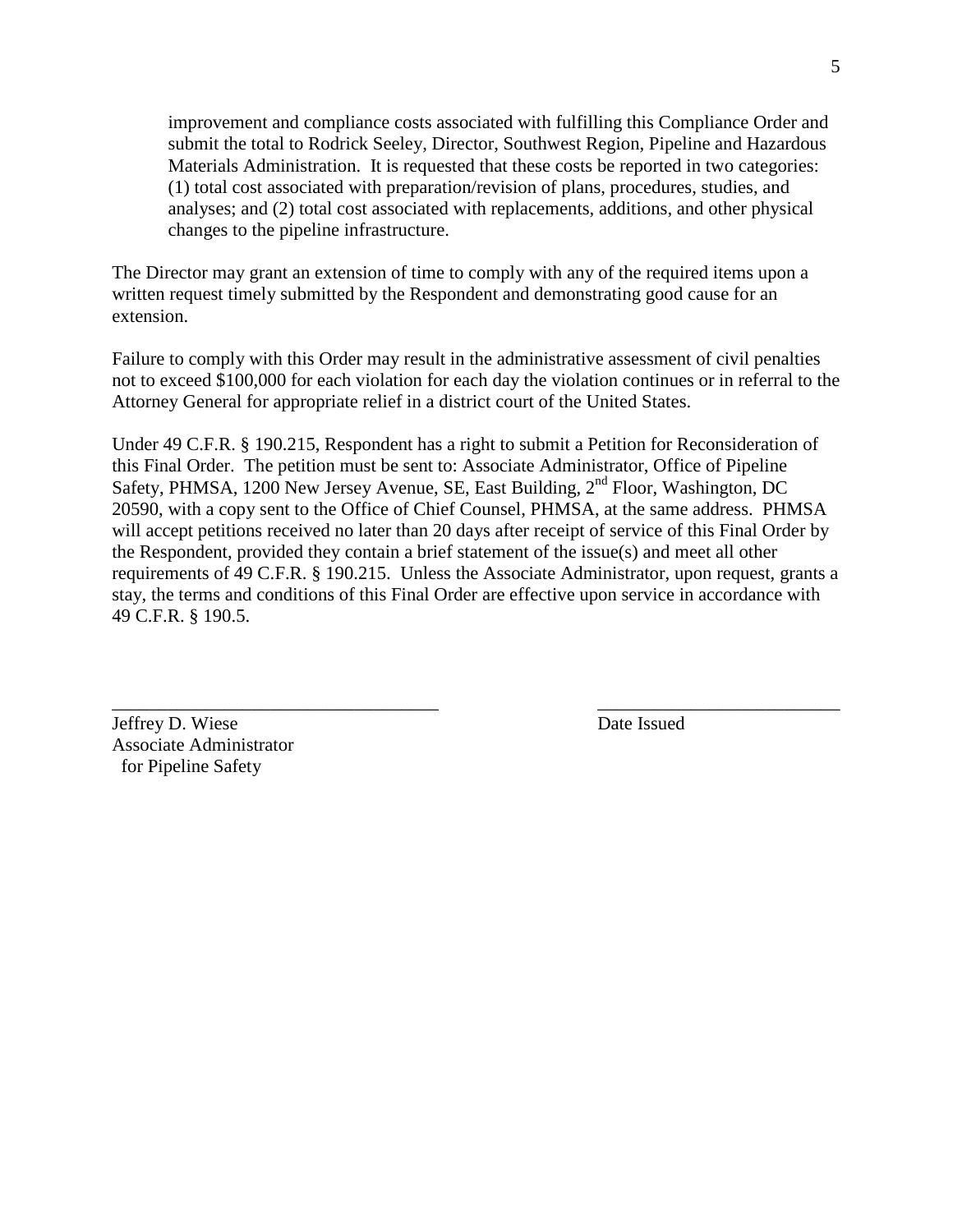improvement and compliance costs associated with fulfilling this Compliance Order and submit the total to Rodrick Seeley, Director, Southwest Region, Pipeline and Hazardous Materials Administration. It is requested that these costs be reported in two categories: (1) total cost associated with preparation/revision of plans, procedures, studies, and analyses; and (2) total cost associated with replacements, additions, and other physical changes to the pipeline infrastructure.

The Director may grant an extension of time to comply with any of the required items upon a written request timely submitted by the Respondent and demonstrating good cause for an extension.

Failure to comply with this Order may result in the administrative assessment of civil penalties not to exceed $100,000 for each violation for each day the violation continues or in referral to the Attorney General for appropriate relief in a district court of the United States.

Under 49 C.F.R. § 190.215, Respondent has a right to submit a Petition for Reconsideration of this Final Order. The petition must be sent to: Associate Administrator, Office of Pipeline Safety, PHMSA, 1200 New Jersey Avenue, SE, East Building, 2nd Floor, Washington, DC 20590, with a copy sent to the Office of Chief Counsel, PHMSA, at the same address. PHMSA will accept petitions received no later than 20 days after receipt of service of this Final Order by the Respondent, provided they contain a brief statement of the issue(s) and meet all other requirements of 49 C.F.R. § 190.215. Unless the Associate Administrator, upon request, grants a stay, the terms and conditions of this Final Order are effective upon service in accordance with 49 C.F.R. § 190.5.

___________________________________ ___________________________

Jeffrey D. Wiese
Associate Administrator
for Pipeline Safety

Date Issued